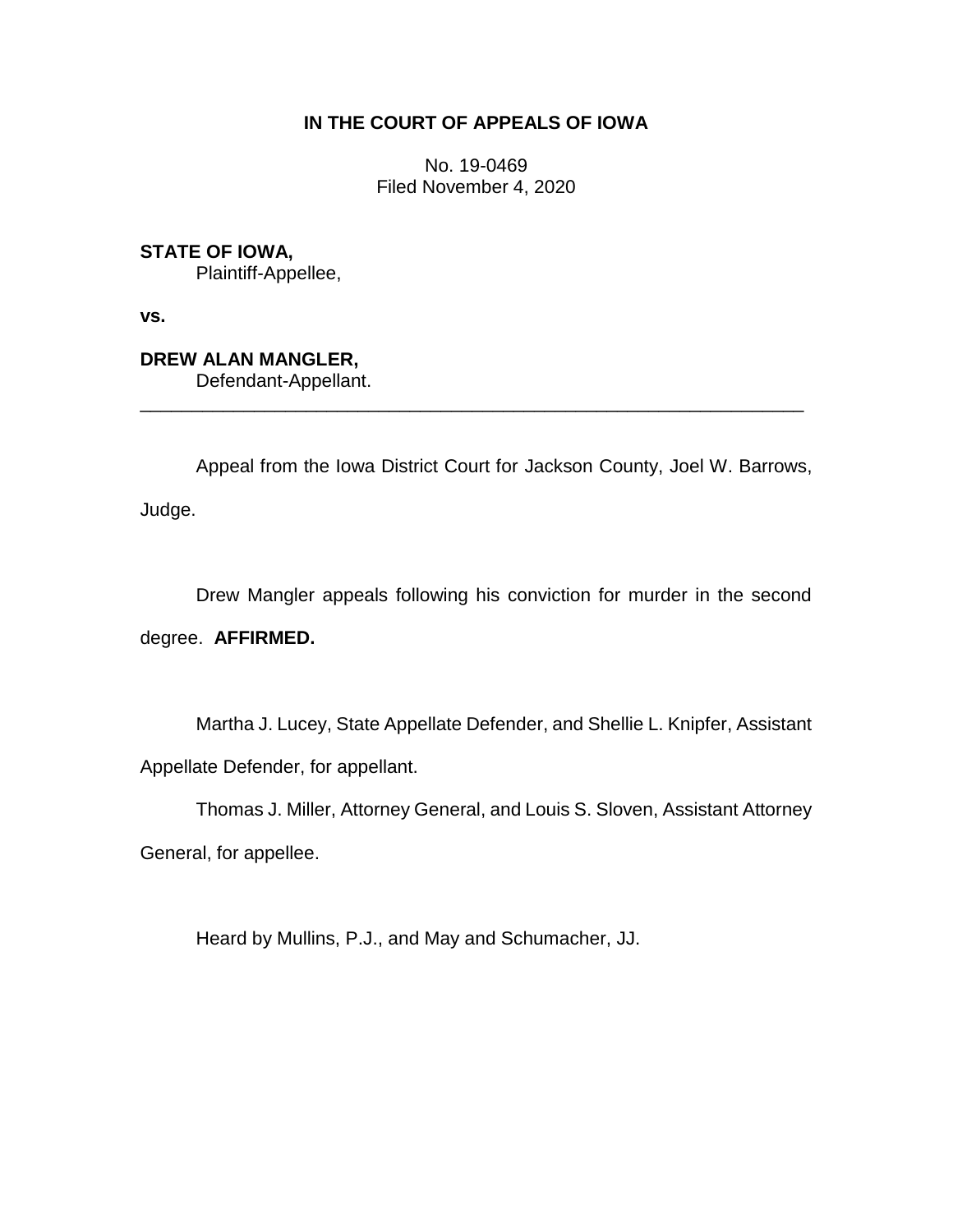**IN THE COURT OF APPEALS OF IOWA**

No. 19-0469
Filed November 4, 2020

**STATE OF IOWA,**
Plaintiff-Appellee,

**vs.**

**DREW ALAN MANGLER,**
Defendant-Appellant.

---

Appeal from the Iowa District Court for Jackson County, Joel W. Barrows, Judge.

Drew Mangler appeals following his conviction for murder in the second degree. **AFFIRMED.**

Martha J. Lucey, State Appellate Defender, and Shellie L. Knipfer, Assistant Appellate Defender, for appellant.

Thomas J. Miller, Attorney General, and Louis S. Sloven, Assistant Attorney General, for appellee.

Heard by Mullins, P.J., and May and Schumacher, JJ.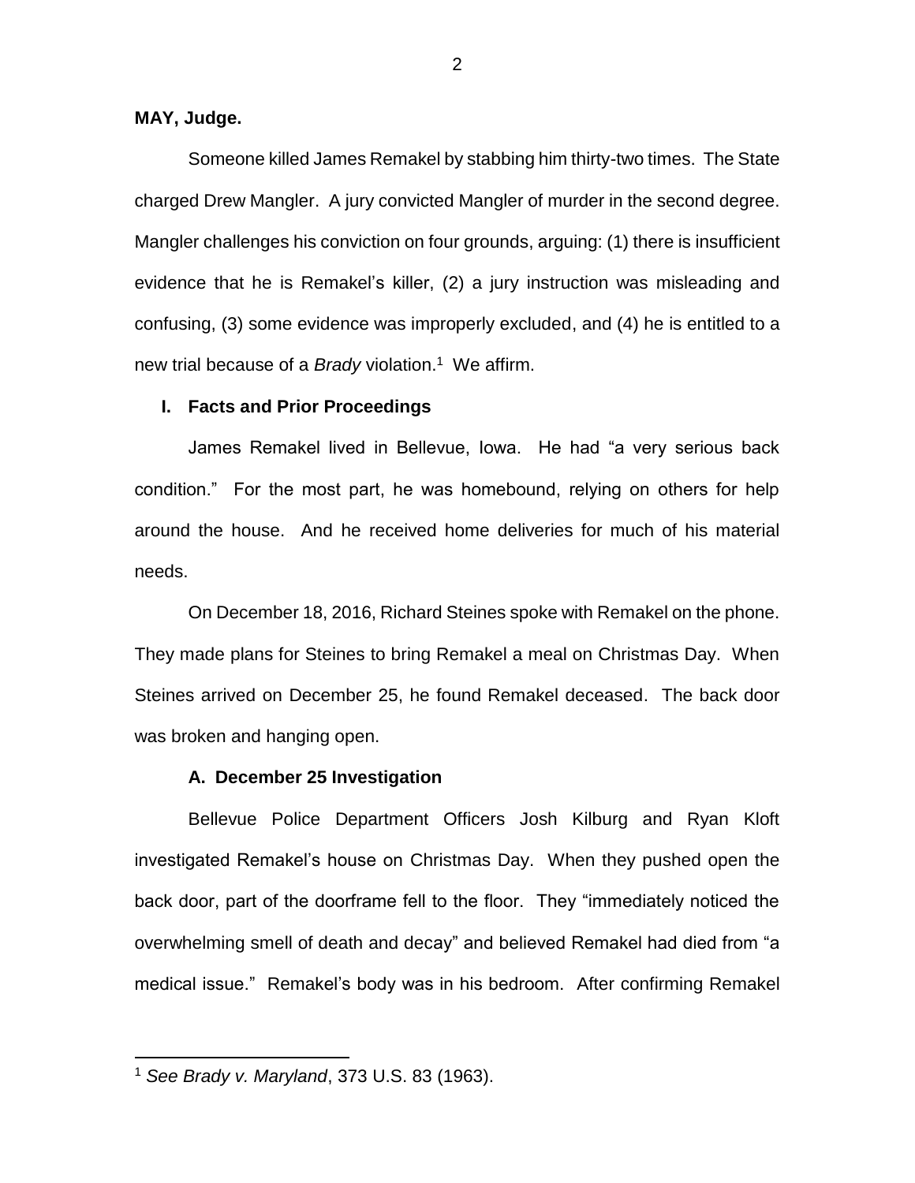**MAY, Judge.**

Someone killed James Remakel by stabbing him thirty-two times. The State charged Drew Mangler. A jury convicted Mangler of murder in the second degree. Mangler challenges his conviction on four grounds, arguing: (1) there is insufficient evidence that he is Remakel's killer, (2) a jury instruction was misleading and confusing, (3) some evidence was improperly excluded, and (4) he is entitled to a new trial because of a *Brady* violation.[1] We affirm.

## I. Facts and Prior Proceedings

James Remakel lived in Bellevue, Iowa. He had "a very serious back condition." For the most part, he was homebound, relying on others for help around the house. And he received home deliveries for much of his material needs.

On December 18, 2016, Richard Steines spoke with Remakel on the phone. They made plans for Steines to bring Remakel a meal on Christmas Day. When Steines arrived on December 25, he found Remakel deceased. The back door was broken and hanging open.

### A. December 25 Investigation

Bellevue Police Department Officers Josh Kilburg and Ryan Kloft investigated Remakel's house on Christmas Day. When they pushed open the back door, part of the doorframe fell to the floor. They "immediately noticed the overwhelming smell of death and decay" and believed Remakel had died from "a medical issue." Remakel's body was in his bedroom. After confirming Remakel

---

[1] *See Brady v. Maryland*, 373 U.S. 83 (1963).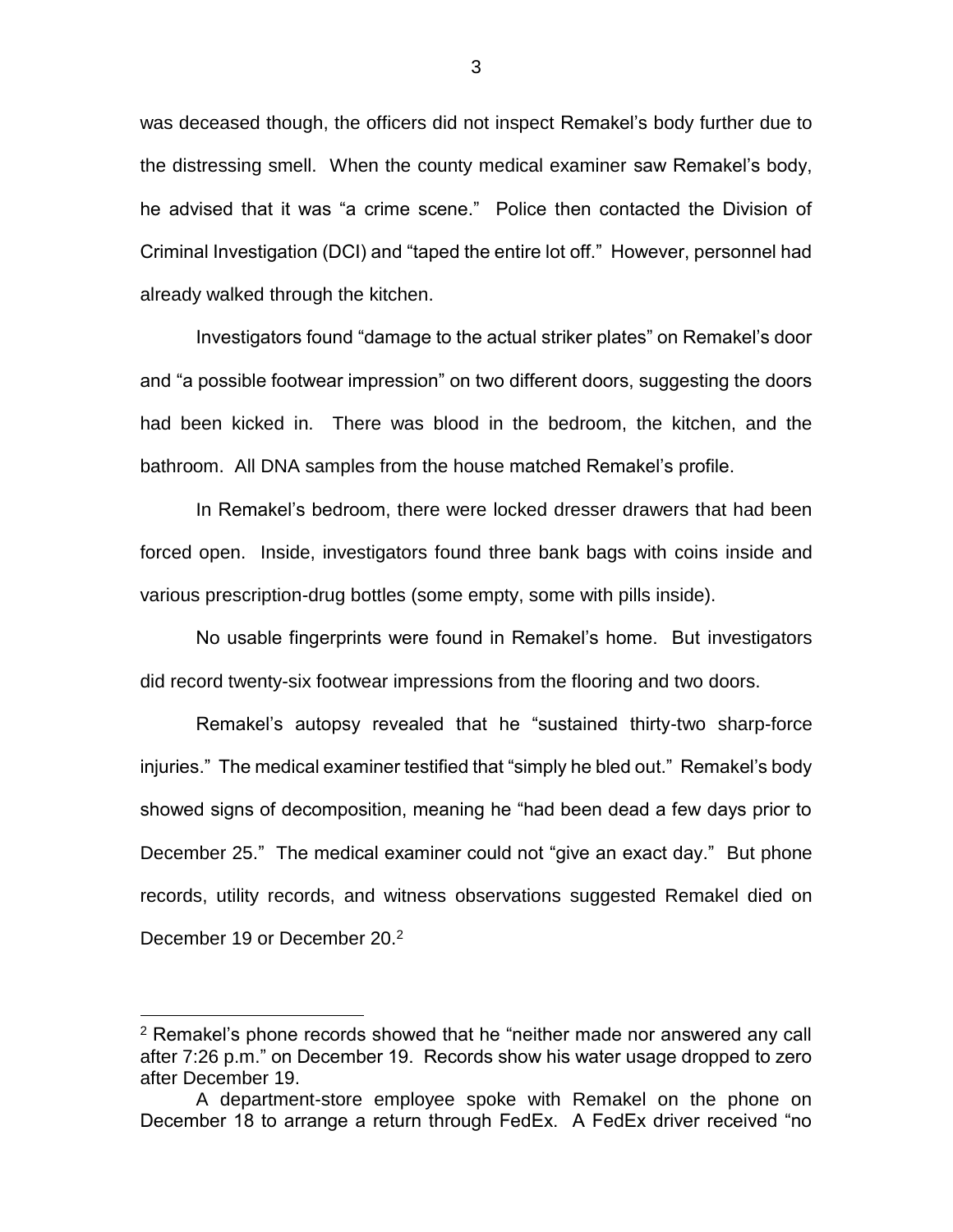was deceased though, the officers did not inspect Remakel's body further due to the distressing smell. When the county medical examiner saw Remakel's body, he advised that it was "a crime scene." Police then contacted the Division of Criminal Investigation (DCI) and "taped the entire lot off." However, personnel had already walked through the kitchen.

Investigators found "damage to the actual striker plates" on Remakel's door and "a possible footwear impression" on two different doors, suggesting the doors had been kicked in. There was blood in the bedroom, the kitchen, and the bathroom. All DNA samples from the house matched Remakel's profile.

In Remakel's bedroom, there were locked dresser drawers that had been forced open. Inside, investigators found three bank bags with coins inside and various prescription-drug bottles (some empty, some with pills inside).

No usable fingerprints were found in Remakel's home. But investigators did record twenty-six footwear impressions from the flooring and two doors.

Remakel's autopsy revealed that he "sustained thirty-two sharp-force injuries." The medical examiner testified that "simply he bled out." Remakel's body showed signs of decomposition, meaning he "had been dead a few days prior to December 25." The medical examiner could not "give an exact day." But phone records, utility records, and witness observations suggested Remakel died on December 19 or December 20.[2]

---

[2] Remakel's phone records showed that he "neither made nor answered any call after 7:26 p.m." on December 19. Records show his water usage dropped to zero after December 19.

A department-store employee spoke with Remakel on the phone on December 18 to arrange a return through FedEx. A FedEx driver received "no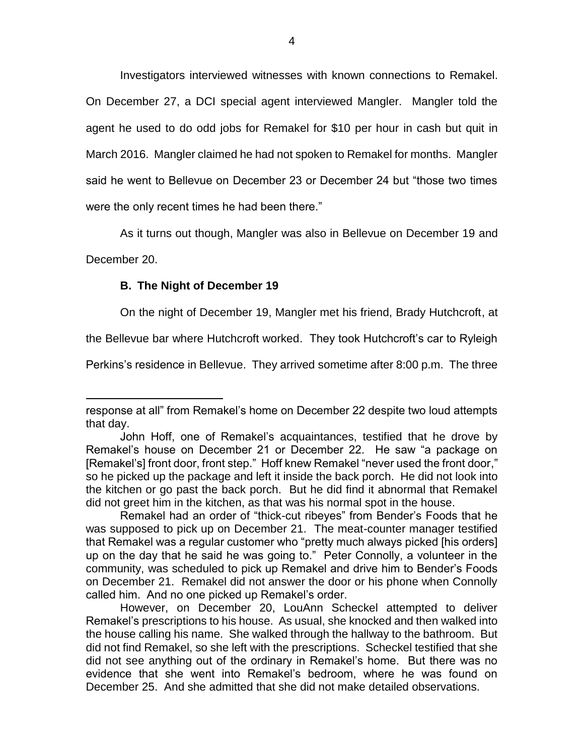Investigators interviewed witnesses with known connections to Remakel. On December 27, a DCI special agent interviewed Mangler. Mangler told the agent he used to do odd jobs for Remakel for $10 per hour in cash but quit in March 2016. Mangler claimed he had not spoken to Remakel for months. Mangler said he went to Bellevue on December 23 or December 24 but "those two times were the only recent times he had been there."

As it turns out though, Mangler was also in Bellevue on December 19 and December 20.

### B. The Night of December 19

On the night of December 19, Mangler met his friend, Brady Hutchcroft, at the Bellevue bar where Hutchcroft worked. They took Hutchcroft's car to Ryleigh Perkins's residence in Bellevue. They arrived sometime after 8:00 p.m. The three

---

response at all" from Remakel's home on December 22 despite two loud attempts that day.

John Hoff, one of Remakel's acquaintances, testified that he drove by Remakel's house on December 21 or December 22. He saw "a package on [Remakel's] front door, front step." Hoff knew Remakel "never used the front door," so he picked up the package and left it inside the back porch. He did not look into the kitchen or go past the back porch. But he did find it abnormal that Remakel did not greet him in the kitchen, as that was his normal spot in the house.

Remakel had an order of "thick-cut ribeyes" from Bender's Foods that he was supposed to pick up on December 21. The meat-counter manager testified that Remakel was a regular customer who "pretty much always picked [his orders] up on the day that he said he was going to." Peter Connolly, a volunteer in the community, was scheduled to pick up Remakel and drive him to Bender's Foods on December 21. Remakel did not answer the door or his phone when Connolly called him. And no one picked up Remakel's order.

However, on December 20, LouAnn Scheckel attempted to deliver Remakel's prescriptions to his house. As usual, she knocked and then walked into the house calling his name. She walked through the hallway to the bathroom. But did not find Remakel, so she left with the prescriptions. Scheckel testified that she did not see anything out of the ordinary in Remakel's home. But there was no evidence that she went into Remakel's bedroom, where he was found on December 25. And she admitted that she did not make detailed observations.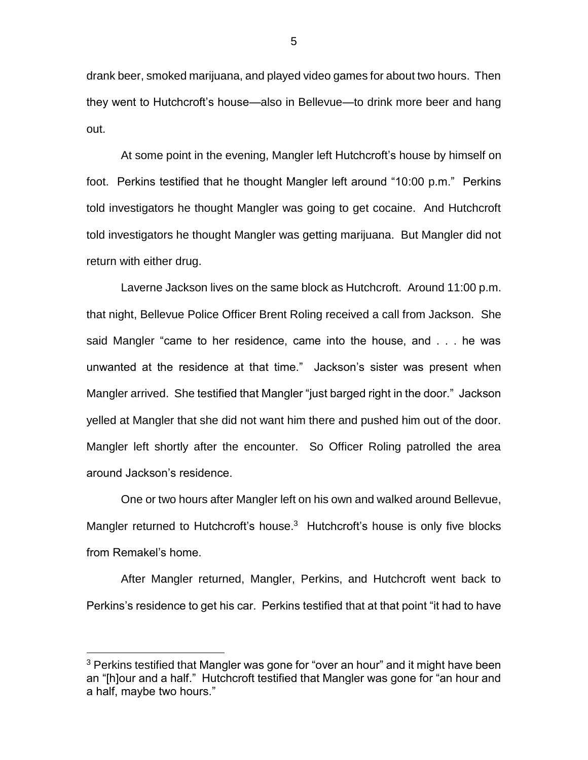drank beer, smoked marijuana, and played video games for about two hours. Then they went to Hutchcroft's house—also in Bellevue—to drink more beer and hang out.

At some point in the evening, Mangler left Hutchcroft's house by himself on foot. Perkins testified that he thought Mangler left around "10:00 p.m." Perkins told investigators he thought Mangler was going to get cocaine. And Hutchcroft told investigators he thought Mangler was getting marijuana. But Mangler did not return with either drug.

Laverne Jackson lives on the same block as Hutchcroft. Around 11:00 p.m. that night, Bellevue Police Officer Brent Roling received a call from Jackson. She said Mangler "came to her residence, came into the house, and . . . he was unwanted at the residence at that time." Jackson's sister was present when Mangler arrived. She testified that Mangler "just barged right in the door." Jackson yelled at Mangler that she did not want him there and pushed him out of the door. Mangler left shortly after the encounter. So Officer Roling patrolled the area around Jackson's residence.

One or two hours after Mangler left on his own and walked around Bellevue, Mangler returned to Hutchcroft's house.[3] Hutchcroft's house is only five blocks from Remakel's home.

After Mangler returned, Mangler, Perkins, and Hutchcroft went back to Perkins's residence to get his car. Perkins testified that at that point "it had to have

[3] Perkins testified that Mangler was gone for "over an hour" and it might have been an "[h]our and a half." Hutchcroft testified that Mangler was gone for "an hour and a half, maybe two hours."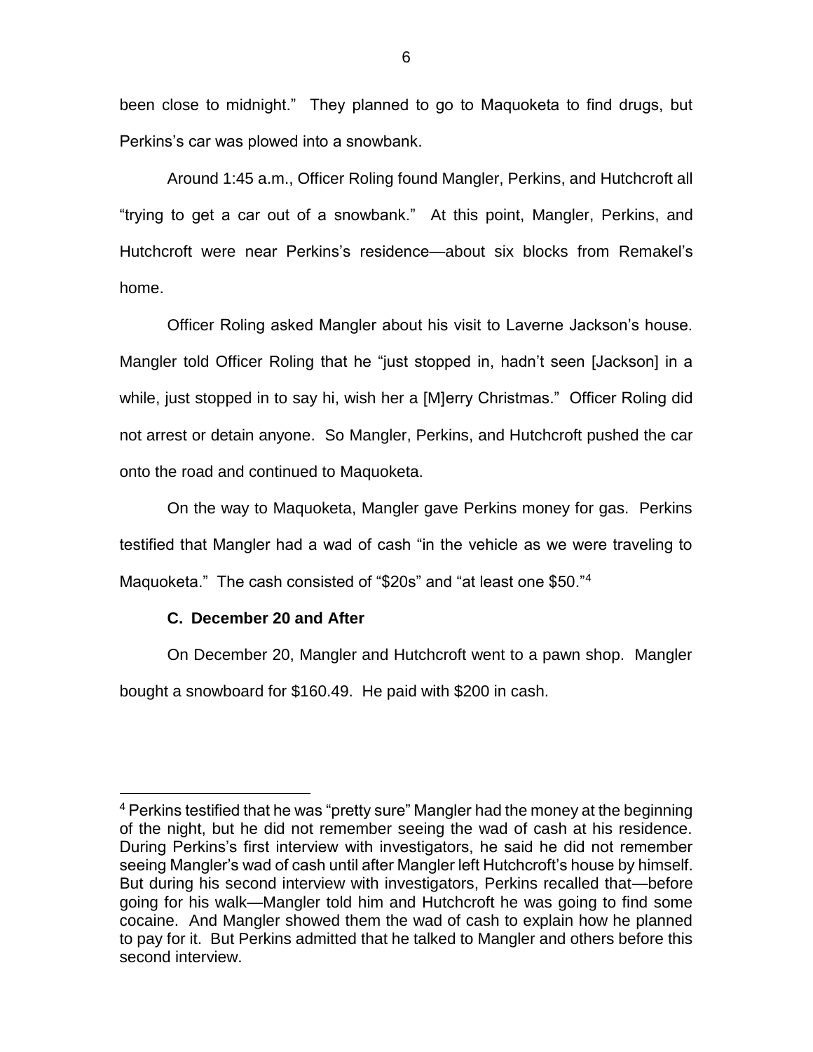been close to midnight." They planned to go to Maquoketa to find drugs, but Perkins's car was plowed into a snowbank.

Around 1:45 a.m., Officer Roling found Mangler, Perkins, and Hutchcroft all "trying to get a car out of a snowbank." At this point, Mangler, Perkins, and Hutchcroft were near Perkins's residence—about six blocks from Remakel's home.

Officer Roling asked Mangler about his visit to Laverne Jackson's house. Mangler told Officer Roling that he "just stopped in, hadn't seen [Jackson] in a while, just stopped in to say hi, wish her a [M]erry Christmas." Officer Roling did not arrest or detain anyone. So Mangler, Perkins, and Hutchcroft pushed the car onto the road and continued to Maquoketa.

On the way to Maquoketa, Mangler gave Perkins money for gas. Perkins testified that Mangler had a wad of cash "in the vehicle as we were traveling to Maquoketa." The cash consisted of "$20s" and "at least one $50."[4]

### C. December 20 and After

On December 20, Mangler and Hutchcroft went to a pawn shop. Mangler bought a snowboard for $160.49. He paid with $200 in cash.

---

[4] Perkins testified that he was "pretty sure" Mangler had the money at the beginning of the night, but he did not remember seeing the wad of cash at his residence. During Perkins's first interview with investigators, he said he did not remember seeing Mangler's wad of cash until after Mangler left Hutchcroft's house by himself. But during his second interview with investigators, Perkins recalled that—before going for his walk—Mangler told him and Hutchcroft he was going to find some cocaine. And Mangler showed them the wad of cash to explain how he planned to pay for it. But Perkins admitted that he talked to Mangler and others before this second interview.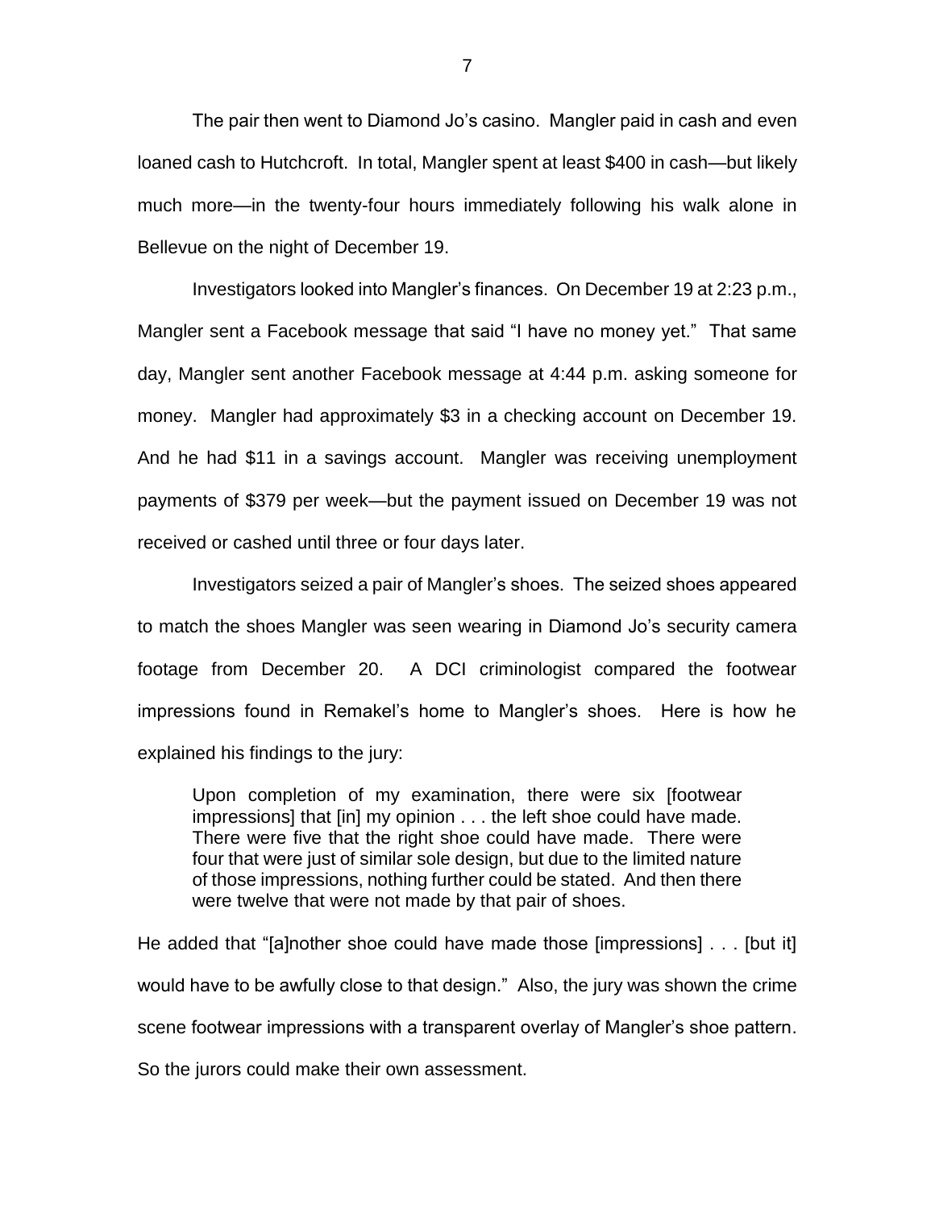The pair then went to Diamond Jo's casino. Mangler paid in cash and even loaned cash to Hutchcroft. In total, Mangler spent at least $400 in cash—but likely much more—in the twenty-four hours immediately following his walk alone in Bellevue on the night of December 19.

Investigators looked into Mangler's finances. On December 19 at 2:23 p.m., Mangler sent a Facebook message that said "I have no money yet." That same day, Mangler sent another Facebook message at 4:44 p.m. asking someone for money. Mangler had approximately $3 in a checking account on December 19. And he had $11 in a savings account. Mangler was receiving unemployment payments of $379 per week—but the payment issued on December 19 was not received or cashed until three or four days later.

Investigators seized a pair of Mangler's shoes. The seized shoes appeared to match the shoes Mangler was seen wearing in Diamond Jo's security camera footage from December 20. A DCI criminologist compared the footwear impressions found in Remakel's home to Mangler's shoes. Here is how he explained his findings to the jury:

> Upon completion of my examination, there were six [footwear impressions] that [in] my opinion . . . the left shoe could have made. There were five that the right shoe could have made. There were four that were just of similar sole design, but due to the limited nature of those impressions, nothing further could be stated. And then there were twelve that were not made by that pair of shoes.

He added that "[a]nother shoe could have made those [impressions] . . . [but it] would have to be awfully close to that design." Also, the jury was shown the crime scene footwear impressions with a transparent overlay of Mangler's shoe pattern. So the jurors could make their own assessment.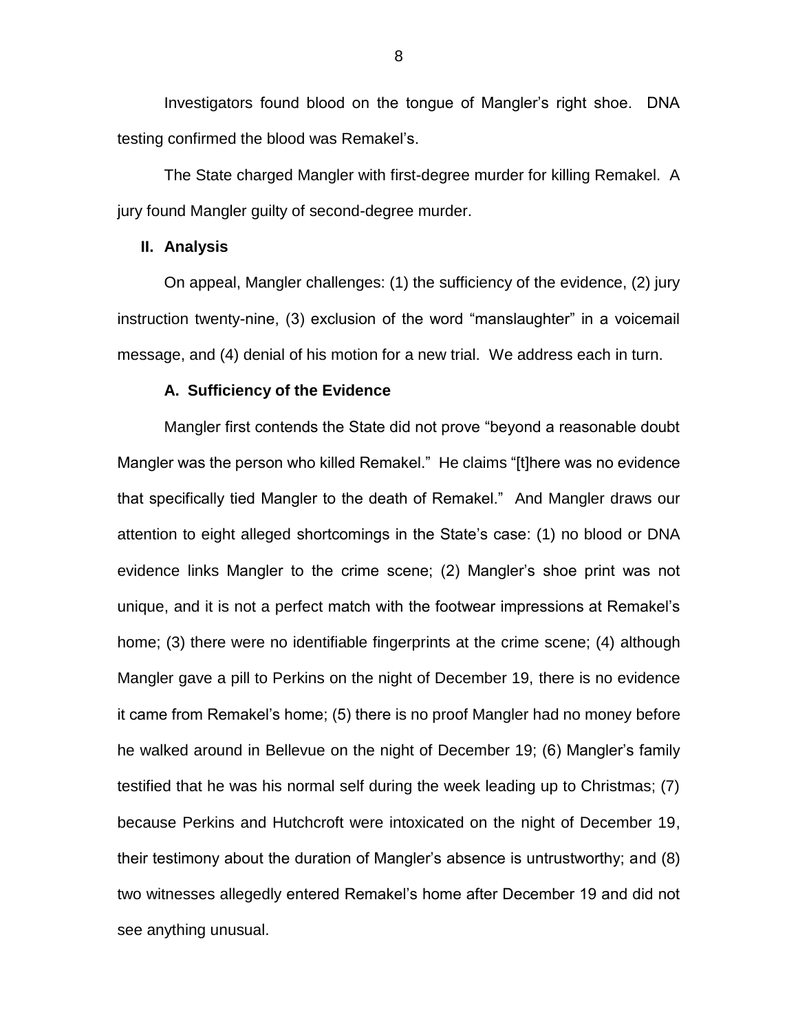Investigators found blood on the tongue of Mangler's right shoe. DNA testing confirmed the blood was Remakel's.

The State charged Mangler with first-degree murder for killing Remakel. A jury found Mangler guilty of second-degree murder.

## II. Analysis

On appeal, Mangler challenges: (1) the sufficiency of the evidence, (2) jury instruction twenty-nine, (3) exclusion of the word "manslaughter" in a voicemail message, and (4) denial of his motion for a new trial. We address each in turn.

### A. Sufficiency of the Evidence

Mangler first contends the State did not prove "beyond a reasonable doubt Mangler was the person who killed Remakel." He claims "[t]here was no evidence that specifically tied Mangler to the death of Remakel." And Mangler draws our attention to eight alleged shortcomings in the State's case: (1) no blood or DNA evidence links Mangler to the crime scene; (2) Mangler's shoe print was not unique, and it is not a perfect match with the footwear impressions at Remakel's home; (3) there were no identifiable fingerprints at the crime scene; (4) although Mangler gave a pill to Perkins on the night of December 19, there is no evidence it came from Remakel's home; (5) there is no proof Mangler had no money before he walked around in Bellevue on the night of December 19; (6) Mangler's family testified that he was his normal self during the week leading up to Christmas; (7) because Perkins and Hutchcroft were intoxicated on the night of December 19, their testimony about the duration of Mangler's absence is untrustworthy; and (8) two witnesses allegedly entered Remakel's home after December 19 and did not see anything unusual.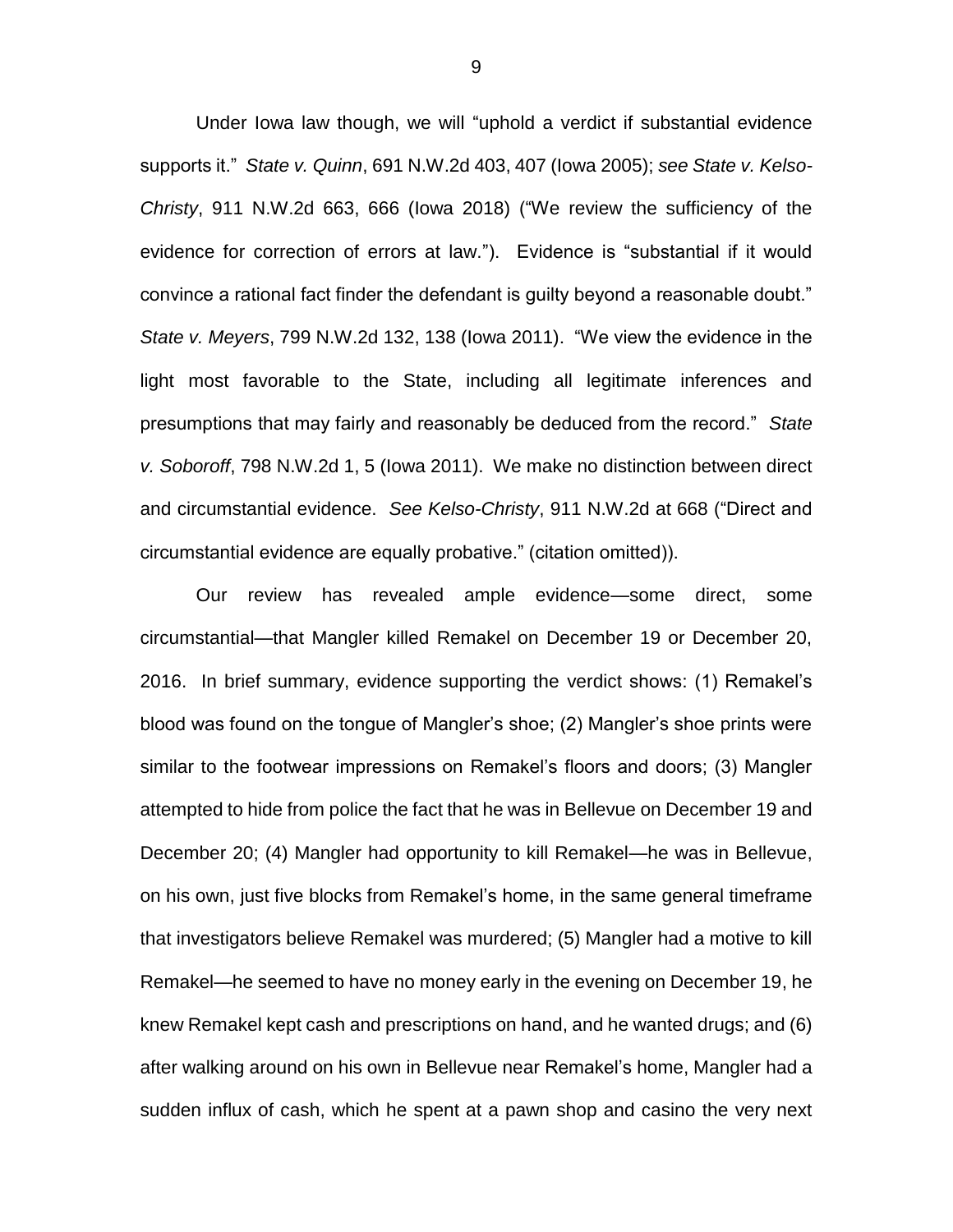Under Iowa law though, we will "uphold a verdict if substantial evidence supports it." *State v. Quinn*, 691 N.W.2d 403, 407 (Iowa 2005); *see State v. Kelso-Christy*, 911 N.W.2d 663, 666 (Iowa 2018) ("We review the sufficiency of the evidence for correction of errors at law."). Evidence is "substantial if it would convince a rational fact finder the defendant is guilty beyond a reasonable doubt." *State v. Meyers*, 799 N.W.2d 132, 138 (Iowa 2011). "We view the evidence in the light most favorable to the State, including all legitimate inferences and presumptions that may fairly and reasonably be deduced from the record." *State v. Soboroff*, 798 N.W.2d 1, 5 (Iowa 2011). We make no distinction between direct and circumstantial evidence. *See Kelso-Christy*, 911 N.W.2d at 668 ("Direct and circumstantial evidence are equally probative." (citation omitted)).

Our review has revealed ample evidence—some direct, some circumstantial—that Mangler killed Remakel on December 19 or December 20, 2016. In brief summary, evidence supporting the verdict shows: (1) Remakel's blood was found on the tongue of Mangler's shoe; (2) Mangler's shoe prints were similar to the footwear impressions on Remakel's floors and doors; (3) Mangler attempted to hide from police the fact that he was in Bellevue on December 19 and December 20; (4) Mangler had opportunity to kill Remakel—he was in Bellevue, on his own, just five blocks from Remakel's home, in the same general timeframe that investigators believe Remakel was murdered; (5) Mangler had a motive to kill Remakel—he seemed to have no money early in the evening on December 19, he knew Remakel kept cash and prescriptions on hand, and he wanted drugs; and (6) after walking around on his own in Bellevue near Remakel's home, Mangler had a sudden influx of cash, which he spent at a pawn shop and casino the very next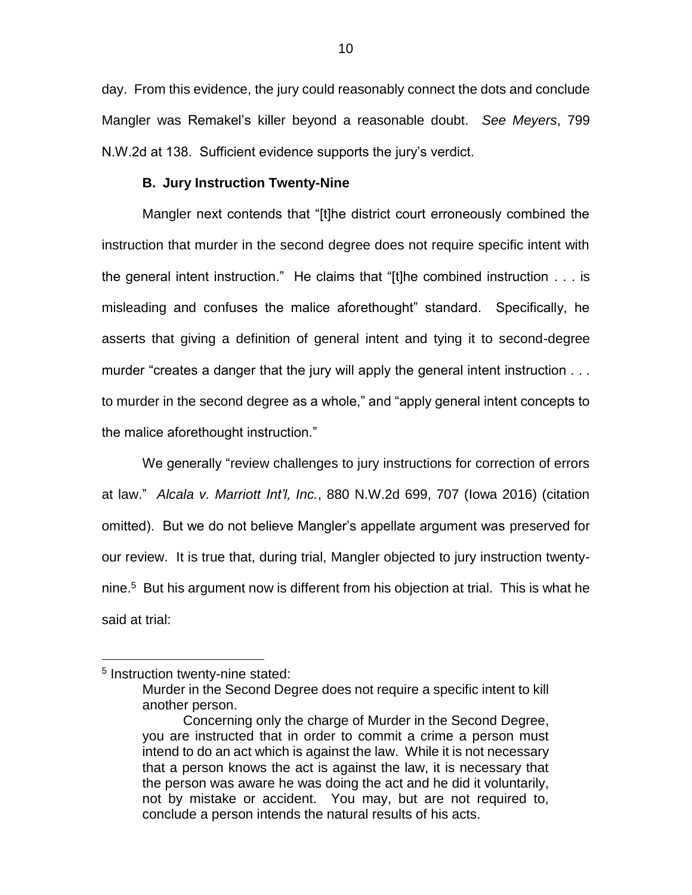day. From this evidence, the jury could reasonably connect the dots and conclude Mangler was Remakel's killer beyond a reasonable doubt. *See Meyers*, 799 N.W.2d at 138. Sufficient evidence supports the jury's verdict.

### B. Jury Instruction Twenty-Nine

Mangler next contends that "[t]he district court erroneously combined the instruction that murder in the second degree does not require specific intent with the general intent instruction." He claims that "[t]he combined instruction . . . is misleading and confuses the malice aforethought" standard. Specifically, he asserts that giving a definition of general intent and tying it to second-degree murder "creates a danger that the jury will apply the general intent instruction . . . to murder in the second degree as a whole," and "apply general intent concepts to the malice aforethought instruction."

We generally "review challenges to jury instructions for correction of errors at law." *Alcala v. Marriott Int'l, Inc.*, 880 N.W.2d 699, 707 (Iowa 2016) (citation omitted). But we do not believe Mangler's appellate argument was preserved for our review. It is true that, during trial, Mangler objected to jury instruction twenty-nine.[5] But his argument now is different from his objection at trial. This is what he said at trial:

---

[5] Instruction twenty-nine stated:

> Murder in the Second Degree does not require a specific intent to kill another person.
>
> Concerning only the charge of Murder in the Second Degree, you are instructed that in order to commit a crime a person must intend to do an act which is against the law. While it is not necessary that a person knows the act is against the law, it is necessary that the person was aware he was doing the act and he did it voluntarily, not by mistake or accident. You may, but are not required to, conclude a person intends the natural results of his acts.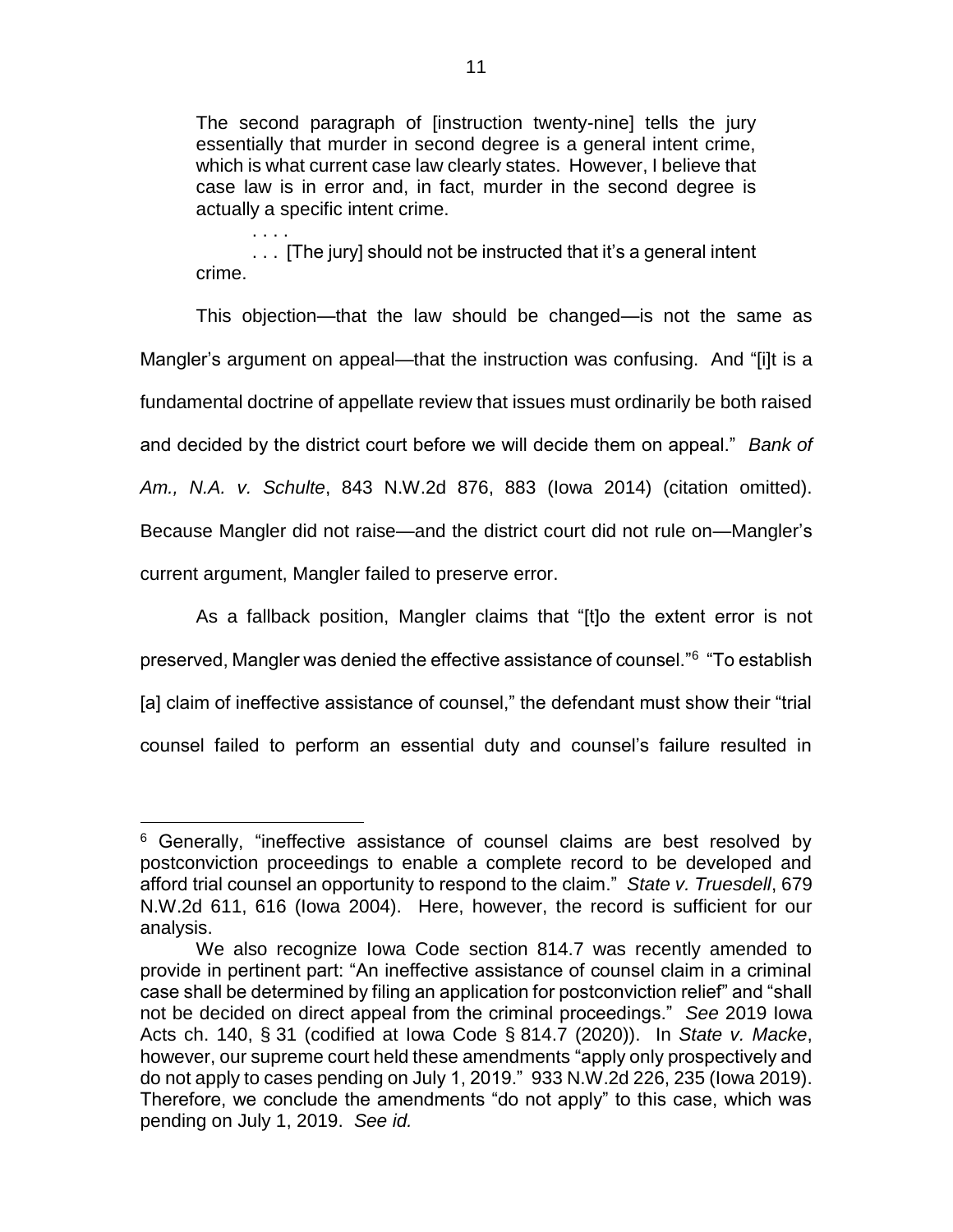> The second paragraph of [instruction twenty-nine] tells the jury essentially that murder in second degree is a general intent crime, which is what current case law clearly states. However, I believe that case law is in error and, in fact, murder in the second degree is actually a specific intent crime.
>
> . . . .
>
> . . . [The jury] should not be instructed that it's a general intent crime.

This objection—that the law should be changed—is not the same as Mangler's argument on appeal—that the instruction was confusing. And "[i]t is a fundamental doctrine of appellate review that issues must ordinarily be both raised and decided by the district court before we will decide them on appeal." *Bank of Am., N.A. v. Schulte*, 843 N.W.2d 876, 883 (Iowa 2014) (citation omitted). Because Mangler did not raise—and the district court did not rule on—Mangler's current argument, Mangler failed to preserve error.

As a fallback position, Mangler claims that "[t]o the extent error is not preserved, Mangler was denied the effective assistance of counsel."[6] "To establish [a] claim of ineffective assistance of counsel," the defendant must show their "trial counsel failed to perform an essential duty and counsel's failure resulted in

---

[6] Generally, "ineffective assistance of counsel claims are best resolved by postconviction proceedings to enable a complete record to be developed and afford trial counsel an opportunity to respond to the claim." *State v. Truesdell*, 679 N.W.2d 611, 616 (Iowa 2004). Here, however, the record is sufficient for our analysis.

We also recognize Iowa Code section 814.7 was recently amended to provide in pertinent part: "An ineffective assistance of counsel claim in a criminal case shall be determined by filing an application for postconviction relief" and "shall not be decided on direct appeal from the criminal proceedings." *See* 2019 Iowa Acts ch. 140, § 31 (codified at Iowa Code § 814.7 (2020)). In *State v. Macke*, however, our supreme court held these amendments "apply only prospectively and do not apply to cases pending on July 1, 2019." 933 N.W.2d 226, 235 (Iowa 2019). Therefore, we conclude the amendments "do not apply" to this case, which was pending on July 1, 2019. *See id.*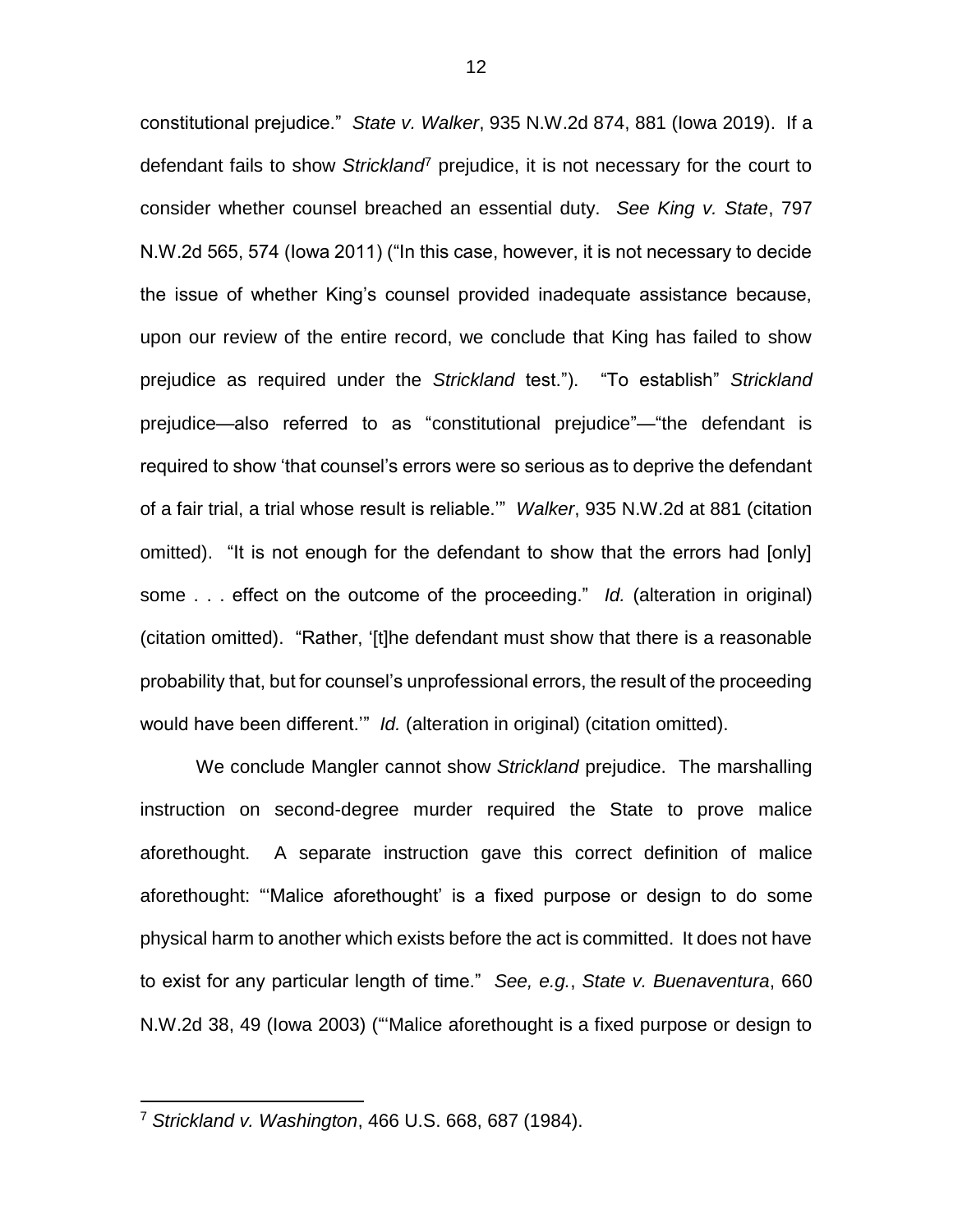constitutional prejudice." *State v. Walker*, 935 N.W.2d 874, 881 (Iowa 2019). If a defendant fails to show *Strickland*[7] prejudice, it is not necessary for the court to consider whether counsel breached an essential duty. *See King v. State*, 797 N.W.2d 565, 574 (Iowa 2011) ("In this case, however, it is not necessary to decide the issue of whether King's counsel provided inadequate assistance because, upon our review of the entire record, we conclude that King has failed to show prejudice as required under the *Strickland* test."). "To establish" *Strickland* prejudice—also referred to as "constitutional prejudice"—"the defendant is required to show 'that counsel's errors were so serious as to deprive the defendant of a fair trial, a trial whose result is reliable.'" *Walker*, 935 N.W.2d at 881 (citation omitted). "It is not enough for the defendant to show that the errors had [only] some . . . effect on the outcome of the proceeding." *Id.* (alteration in original) (citation omitted). "Rather, '[t]he defendant must show that there is a reasonable probability that, but for counsel's unprofessional errors, the result of the proceeding would have been different.'" *Id.* (alteration in original) (citation omitted).

We conclude Mangler cannot show *Strickland* prejudice. The marshalling instruction on second-degree murder required the State to prove malice aforethought. A separate instruction gave this correct definition of malice aforethought: "'Malice aforethought' is a fixed purpose or design to do some physical harm to another which exists before the act is committed. It does not have to exist for any particular length of time." *See, e.g.*, *State v. Buenaventura*, 660 N.W.2d 38, 49 (Iowa 2003) ("'Malice aforethought is a fixed purpose or design to

[7] *Strickland v. Washington*, 466 U.S. 668, 687 (1984).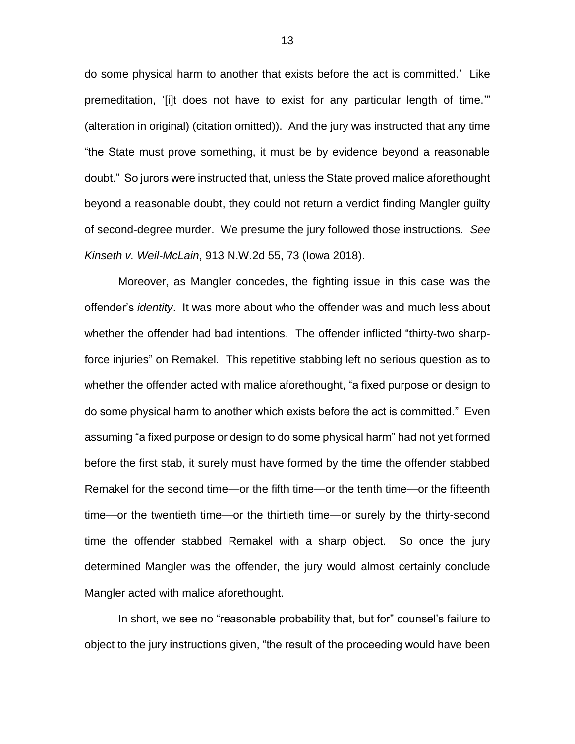do some physical harm to another that exists before the act is committed.' Like premeditation, '[i]t does not have to exist for any particular length of time.'" (alteration in original) (citation omitted)). And the jury was instructed that any time "the State must prove something, it must be by evidence beyond a reasonable doubt." So jurors were instructed that, unless the State proved malice aforethought beyond a reasonable doubt, they could not return a verdict finding Mangler guilty of second-degree murder. We presume the jury followed those instructions. *See Kinseth v. Weil-McLain*, 913 N.W.2d 55, 73 (Iowa 2018).

Moreover, as Mangler concedes, the fighting issue in this case was the offender's *identity*. It was more about who the offender was and much less about whether the offender had bad intentions. The offender inflicted "thirty-two sharp-force injuries" on Remakel. This repetitive stabbing left no serious question as to whether the offender acted with malice aforethought, "a fixed purpose or design to do some physical harm to another which exists before the act is committed." Even assuming "a fixed purpose or design to do some physical harm" had not yet formed before the first stab, it surely must have formed by the time the offender stabbed Remakel for the second time—or the fifth time—or the tenth time—or the fifteenth time—or the twentieth time—or the thirtieth time—or surely by the thirty-second time the offender stabbed Remakel with a sharp object. So once the jury determined Mangler was the offender, the jury would almost certainly conclude Mangler acted with malice aforethought.

In short, we see no "reasonable probability that, but for" counsel's failure to object to the jury instructions given, "the result of the proceeding would have been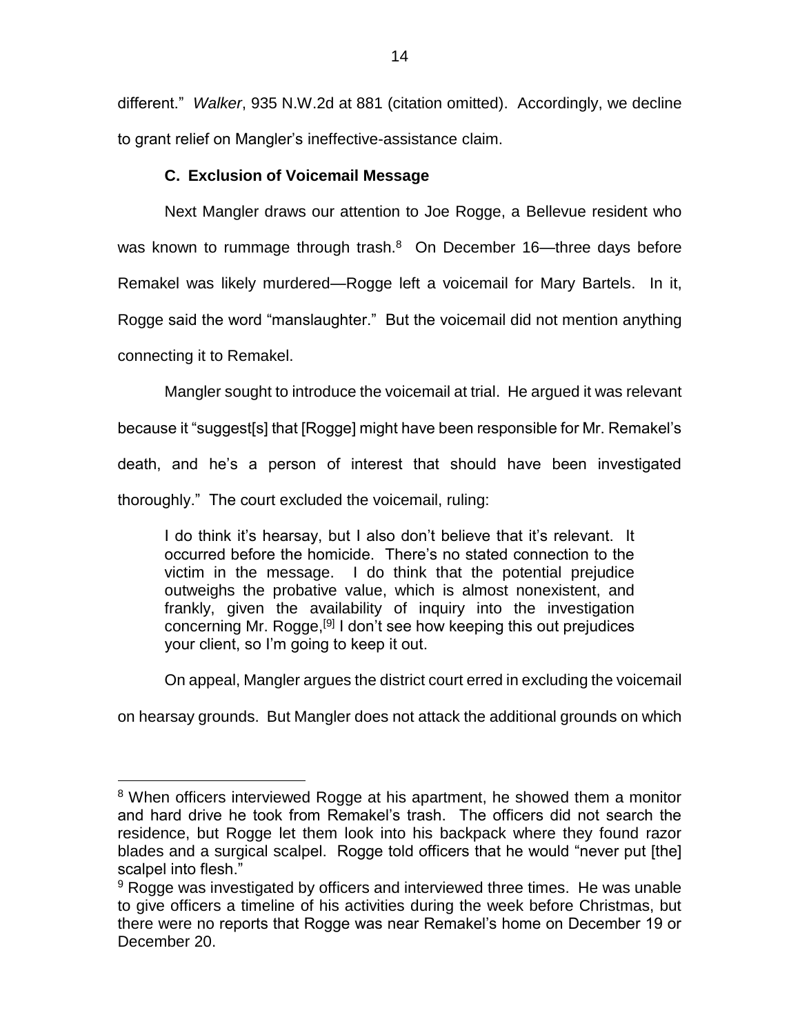different." *Walker*, 935 N.W.2d at 881 (citation omitted). Accordingly, we decline to grant relief on Mangler's ineffective-assistance claim.

### C. Exclusion of Voicemail Message

Next Mangler draws our attention to Joe Rogge, a Bellevue resident who was known to rummage through trash.[8] On December 16—three days before Remakel was likely murdered—Rogge left a voicemail for Mary Bartels. In it, Rogge said the word "manslaughter." But the voicemail did not mention anything connecting it to Remakel.

Mangler sought to introduce the voicemail at trial. He argued it was relevant because it "suggest[s] that [Rogge] might have been responsible for Mr. Remakel's death, and he's a person of interest that should have been investigated thoroughly." The court excluded the voicemail, ruling:

> I do think it's hearsay, but I also don't believe that it's relevant. It occurred before the homicide. There's no stated connection to the victim in the message. I do think that the potential prejudice outweighs the probative value, which is almost nonexistent, and frankly, given the availability of inquiry into the investigation concerning Mr. Rogge,[9] I don't see how keeping this out prejudices your client, so I'm going to keep it out.

On appeal, Mangler argues the district court erred in excluding the voicemail on hearsay grounds. But Mangler does not attack the additional grounds on which

---

[8] When officers interviewed Rogge at his apartment, he showed them a monitor and hard drive he took from Remakel's trash. The officers did not search the residence, but Rogge let them look into his backpack where they found razor blades and a surgical scalpel. Rogge told officers that he would "never put [the] scalpel into flesh."

[9] Rogge was investigated by officers and interviewed three times. He was unable to give officers a timeline of his activities during the week before Christmas, but there were no reports that Rogge was near Remakel's home on December 19 or December 20.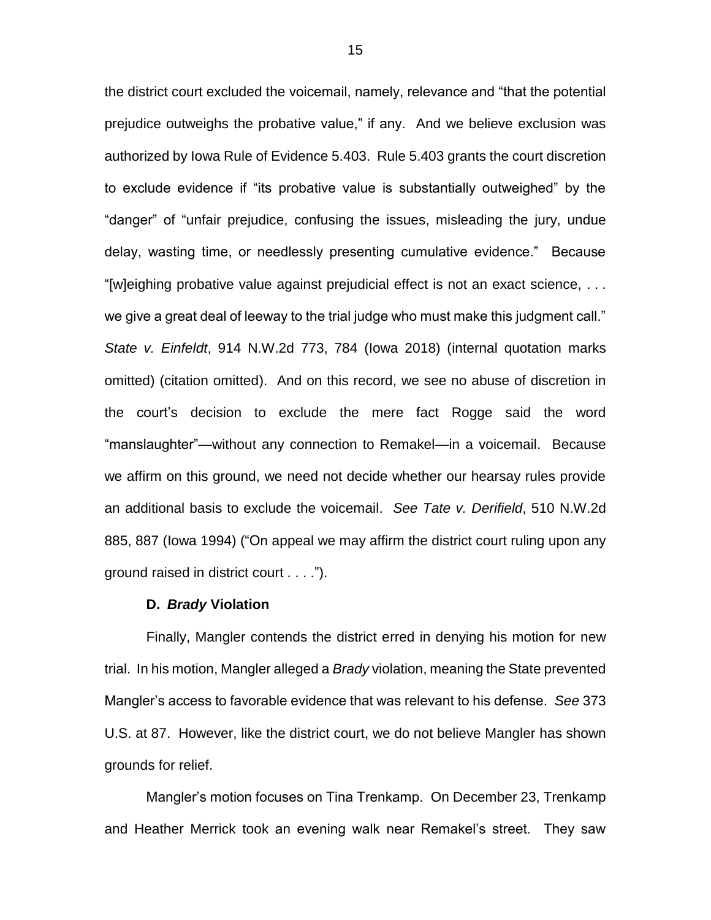the district court excluded the voicemail, namely, relevance and "that the potential prejudice outweighs the probative value," if any. And we believe exclusion was authorized by Iowa Rule of Evidence 5.403. Rule 5.403 grants the court discretion to exclude evidence if "its probative value is substantially outweighed" by the "danger" of "unfair prejudice, confusing the issues, misleading the jury, undue delay, wasting time, or needlessly presenting cumulative evidence." Because "[w]eighing probative value against prejudicial effect is not an exact science, . . . we give a great deal of leeway to the trial judge who must make this judgment call." *State v. Einfeldt*, 914 N.W.2d 773, 784 (Iowa 2018) (internal quotation marks omitted) (citation omitted). And on this record, we see no abuse of discretion in the court's decision to exclude the mere fact Rogge said the word "manslaughter"—without any connection to Remakel—in a voicemail. Because we affirm on this ground, we need not decide whether our hearsay rules provide an additional basis to exclude the voicemail. *See Tate v. Derifield*, 510 N.W.2d 885, 887 (Iowa 1994) ("On appeal we may affirm the district court ruling upon any ground raised in district court . . . .").

### D. *Brady* Violation

Finally, Mangler contends the district erred in denying his motion for new trial. In his motion, Mangler alleged a *Brady* violation, meaning the State prevented Mangler's access to favorable evidence that was relevant to his defense. *See* 373 U.S. at 87. However, like the district court, we do not believe Mangler has shown grounds for relief.

Mangler's motion focuses on Tina Trenkamp. On December 23, Trenkamp and Heather Merrick took an evening walk near Remakel's street. They saw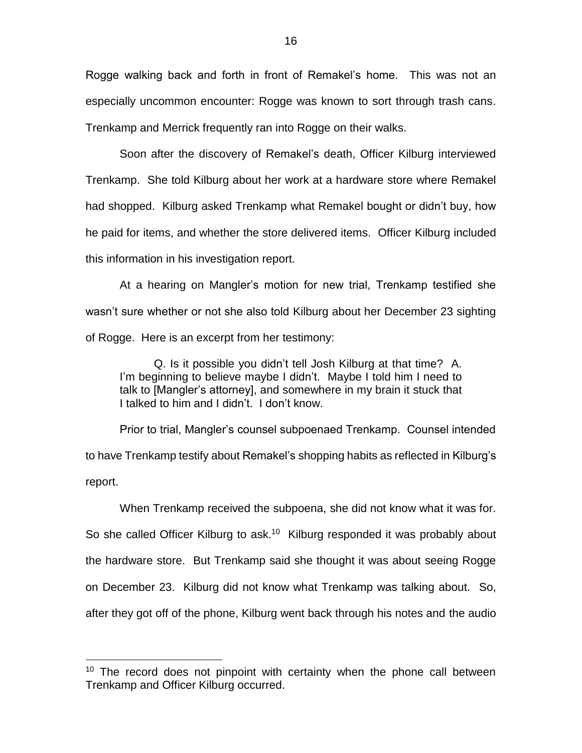Rogge walking back and forth in front of Remakel's home. This was not an especially uncommon encounter: Rogge was known to sort through trash cans. Trenkamp and Merrick frequently ran into Rogge on their walks.

Soon after the discovery of Remakel's death, Officer Kilburg interviewed Trenkamp. She told Kilburg about her work at a hardware store where Remakel had shopped. Kilburg asked Trenkamp what Remakel bought or didn't buy, how he paid for items, and whether the store delivered items. Officer Kilburg included this information in his investigation report.

At a hearing on Mangler's motion for new trial, Trenkamp testified she wasn't sure whether or not she also told Kilburg about her December 23 sighting of Rogge. Here is an excerpt from her testimony:

> Q. Is it possible you didn't tell Josh Kilburg at that time? A. I'm beginning to believe maybe I didn't. Maybe I told him I need to talk to [Mangler's attorney], and somewhere in my brain it stuck that I talked to him and I didn't. I don't know.

Prior to trial, Mangler's counsel subpoenaed Trenkamp. Counsel intended to have Trenkamp testify about Remakel's shopping habits as reflected in Kilburg's report.

When Trenkamp received the subpoena, she did not know what it was for. So she called Officer Kilburg to ask.[10] Kilburg responded it was probably about the hardware store. But Trenkamp said she thought it was about seeing Rogge on December 23. Kilburg did not know what Trenkamp was talking about. So, after they got off of the phone, Kilburg went back through his notes and the audio

[10] The record does not pinpoint with certainty when the phone call between Trenkamp and Officer Kilburg occurred.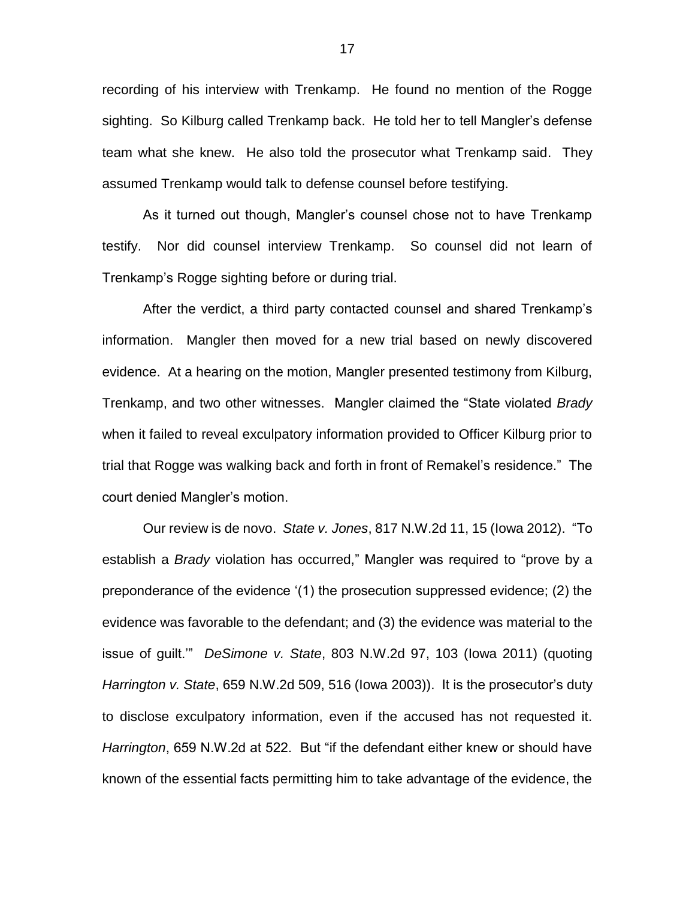recording of his interview with Trenkamp. He found no mention of the Rogge sighting. So Kilburg called Trenkamp back. He told her to tell Mangler's defense team what she knew. He also told the prosecutor what Trenkamp said. They assumed Trenkamp would talk to defense counsel before testifying.

As it turned out though, Mangler's counsel chose not to have Trenkamp testify. Nor did counsel interview Trenkamp. So counsel did not learn of Trenkamp's Rogge sighting before or during trial.

After the verdict, a third party contacted counsel and shared Trenkamp's information. Mangler then moved for a new trial based on newly discovered evidence. At a hearing on the motion, Mangler presented testimony from Kilburg, Trenkamp, and two other witnesses. Mangler claimed the "State violated *Brady* when it failed to reveal exculpatory information provided to Officer Kilburg prior to trial that Rogge was walking back and forth in front of Remakel's residence." The court denied Mangler's motion.

Our review is de novo. *State v. Jones*, 817 N.W.2d 11, 15 (Iowa 2012). "To establish a *Brady* violation has occurred," Mangler was required to "prove by a preponderance of the evidence '(1) the prosecution suppressed evidence; (2) the evidence was favorable to the defendant; and (3) the evidence was material to the issue of guilt.'" *DeSimone v. State*, 803 N.W.2d 97, 103 (Iowa 2011) (quoting *Harrington v. State*, 659 N.W.2d 509, 516 (Iowa 2003)). It is the prosecutor's duty to disclose exculpatory information, even if the accused has not requested it. *Harrington*, 659 N.W.2d at 522. But "if the defendant either knew or should have known of the essential facts permitting him to take advantage of the evidence, the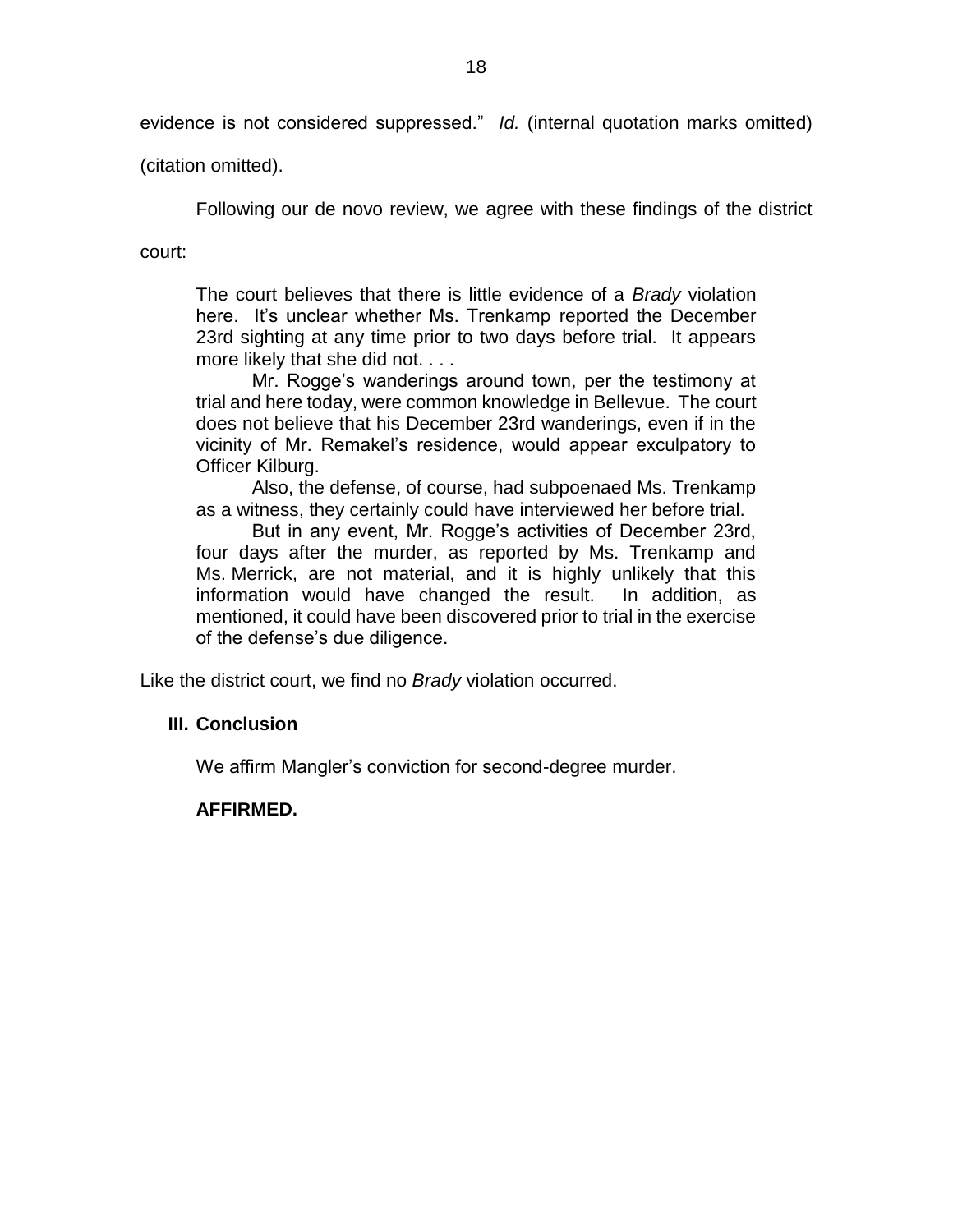evidence is not considered suppressed." *Id.* (internal quotation marks omitted) (citation omitted).

Following our de novo review, we agree with these findings of the district court:

> The court believes that there is little evidence of a *Brady* violation here. It's unclear whether Ms. Trenkamp reported the December 23rd sighting at any time prior to two days before trial. It appears more likely that she did not. . . .
>
> Mr. Rogge's wanderings around town, per the testimony at trial and here today, were common knowledge in Bellevue. The court does not believe that his December 23rd wanderings, even if in the vicinity of Mr. Remakel's residence, would appear exculpatory to Officer Kilburg.
>
> Also, the defense, of course, had subpoenaed Ms. Trenkamp as a witness, they certainly could have interviewed her before trial.
>
> But in any event, Mr. Rogge's activities of December 23rd, four days after the murder, as reported by Ms. Trenkamp and Ms. Merrick, are not material, and it is highly unlikely that this information would have changed the result. In addition, as mentioned, it could have been discovered prior to trial in the exercise of the defense's due diligence.

Like the district court, we find no *Brady* violation occurred.

## III. Conclusion

We affirm Mangler's conviction for second-degree murder.

**AFFIRMED.**